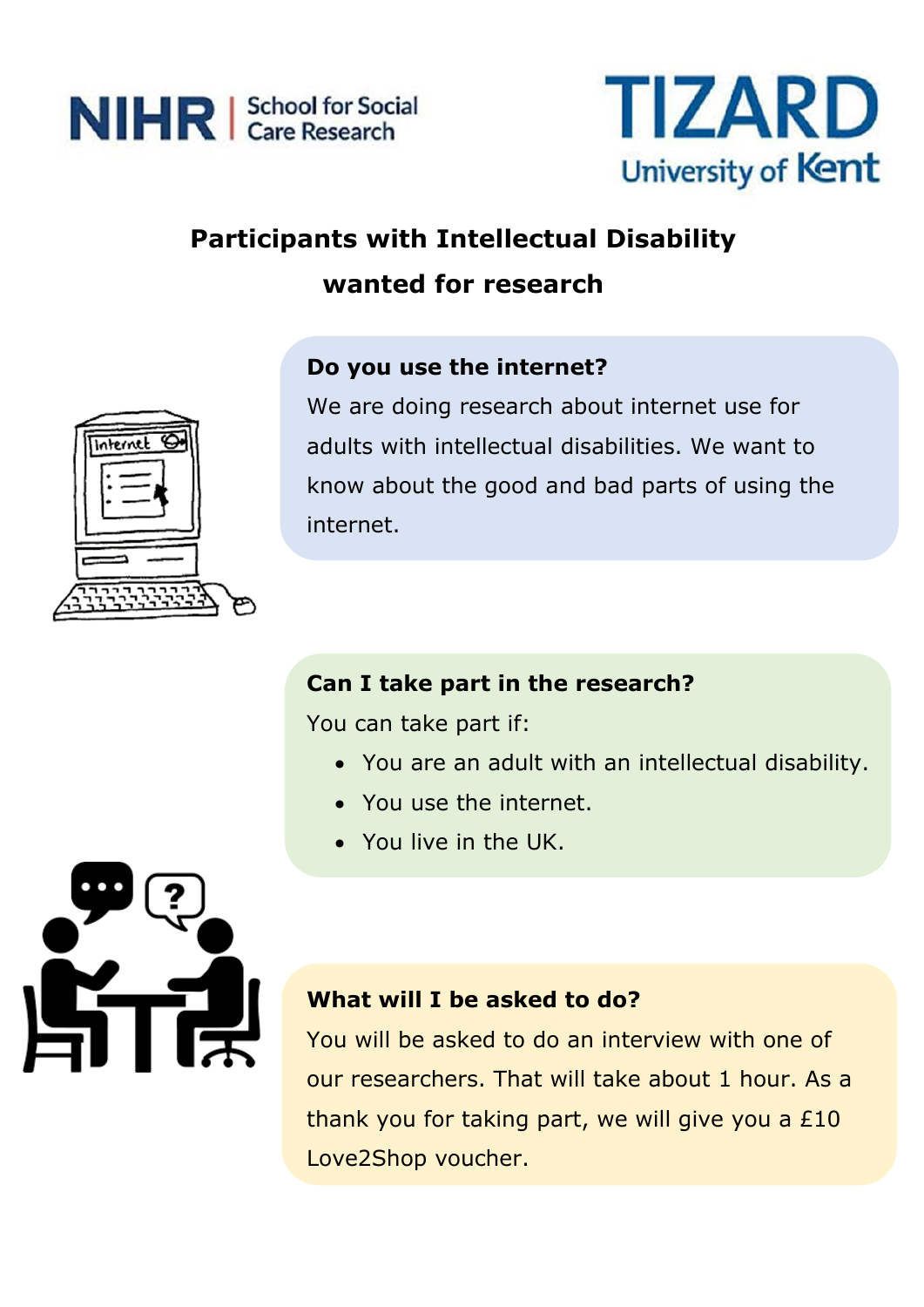NIHR | School for Social Care Research

TIZARD University of Kent

# Participants with Intellectual Disability wanted for research

## Do you use the internet?

We are doing research about internet use for adults with intellectual disabilities. We want to know about the good and bad parts of using the internet.

## Can I take part in the research?

You can take part if:

- You are an adult with an intellectual disability.
- You use the internet.
- You live in the UK.

## What will I be asked to do?

You will be asked to do an interview with one of our researchers. That will take about 1 hour. As a thank you for taking part, we will give you a £10 Love2Shop voucher.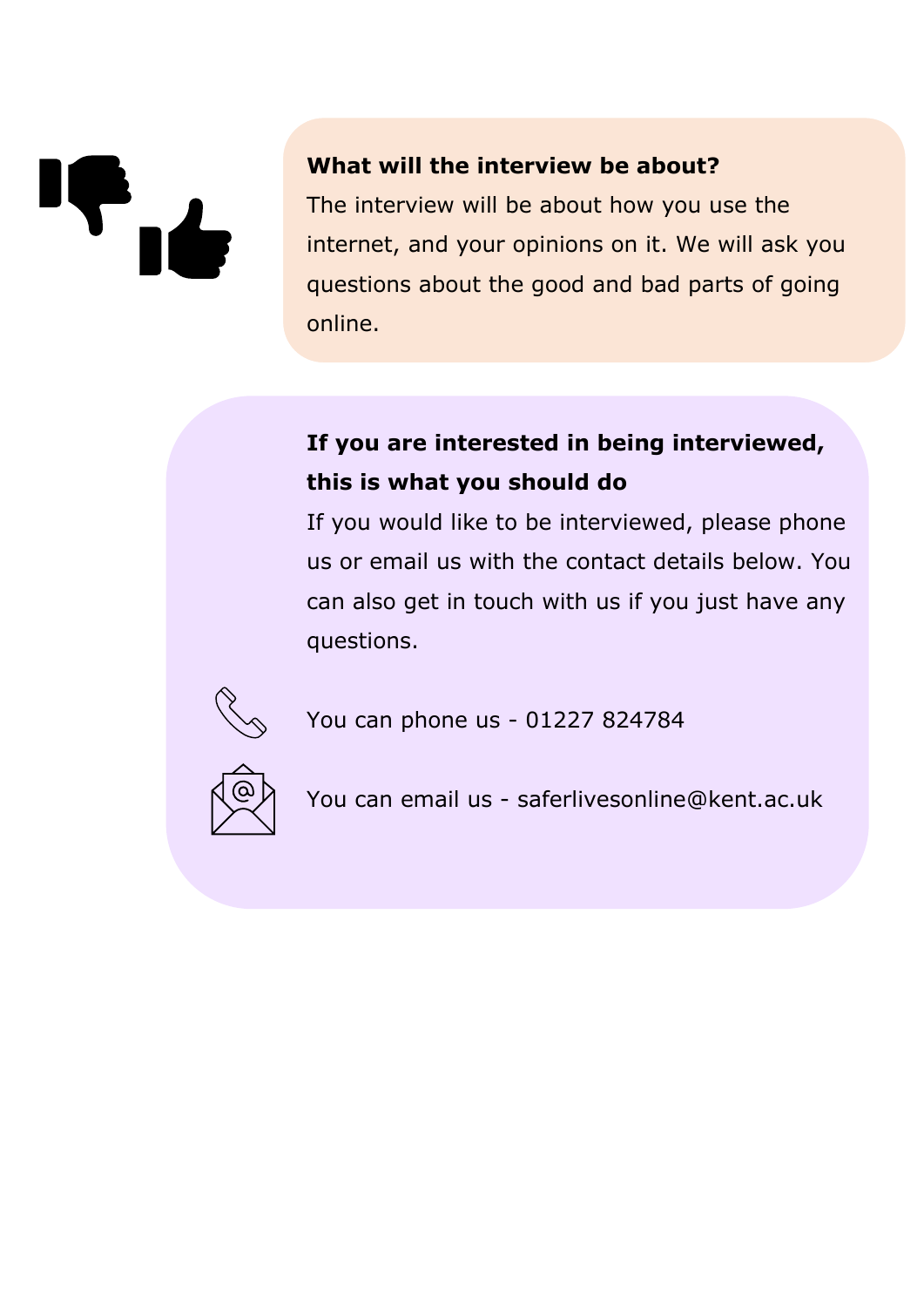**What will the interview be about?**

The interview will be about how you use the internet, and your opinions on it. We will ask you questions about the good and bad parts of going online.

**If you are interested in being interviewed, this is what you should do**

If you would like to be interviewed, please phone us or email us with the contact details below. You can also get in touch with us if you just have any questions.

You can phone us - 01227 824784

You can email us - saferlivesonline@kent.ac.uk